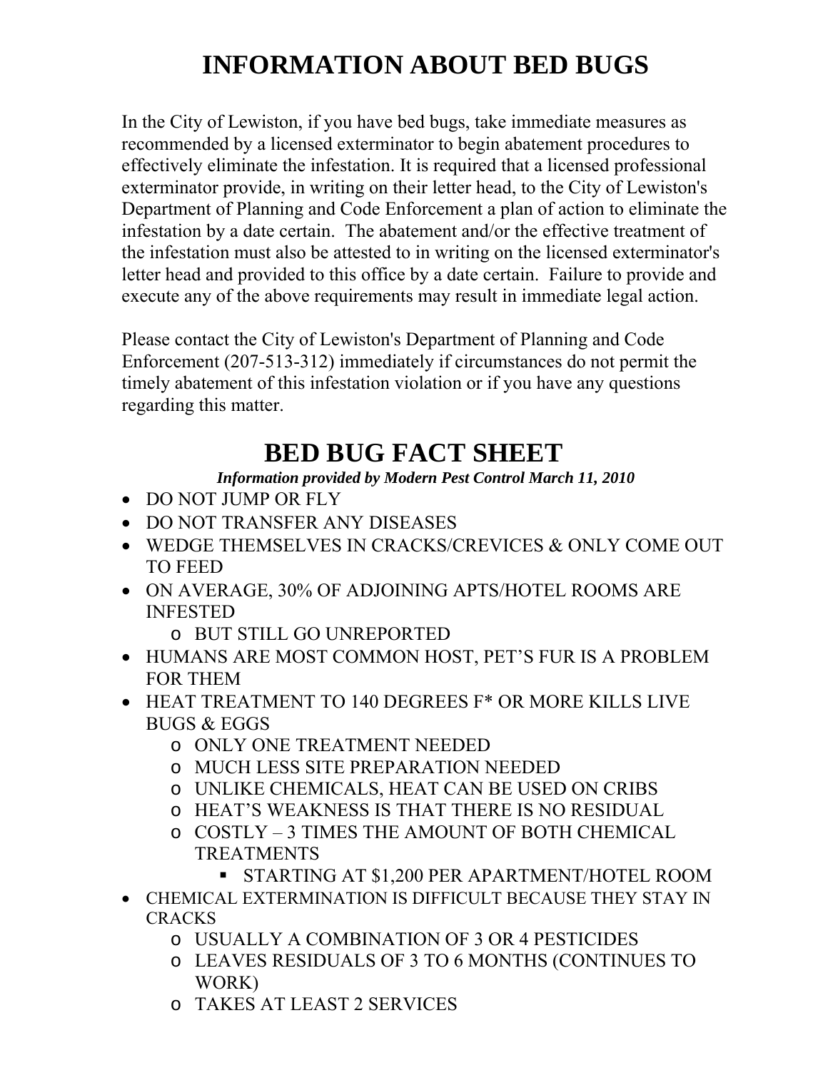# INFORMATION ABOUT BED BUGS

In the City of Lewiston, if you have bed bugs, take immediate measures as recommended by a licensed exterminator to begin abatement procedures to effectively eliminate the infestation. It is required that a licensed professional exterminator provide, in writing on their letter head, to the City of Lewiston's Department of Planning and Code Enforcement a plan of action to eliminate the infestation by a date certain. The abatement and/or the effective treatment of the infestation must also be attested to in writing on the licensed exterminator's letter head and provided to this office by a date certain. Failure to provide and execute any of the above requirements may result in immediate legal action.

Please contact the City of Lewiston's Department of Planning and Code Enforcement (207-513-312) immediately if circumstances do not permit the timely abatement of this infestation violation or if you have any questions regarding this matter.

# BED BUG FACT SHEET

***Information provided by Modern Pest Control March 11, 2010***

- DO NOT JUMP OR FLY
- DO NOT TRANSFER ANY DISEASES
- WEDGE THEMSELVES IN CRACKS/CREVICES & ONLY COME OUT TO FEED
- ON AVERAGE, 30% OF ADJOINING APTS/HOTEL ROOMS ARE INFESTED
  - BUT STILL GO UNREPORTED
- HUMANS ARE MOST COMMON HOST, PET'S FUR IS A PROBLEM FOR THEM
- HEAT TREATMENT TO 140 DEGREES F* OR MORE KILLS LIVE BUGS & EGGS
  - ONLY ONE TREATMENT NEEDED
  - MUCH LESS SITE PREPARATION NEEDED
  - UNLIKE CHEMICALS, HEAT CAN BE USED ON CRIBS
  - HEAT'S WEAKNESS IS THAT THERE IS NO RESIDUAL
  - COSTLY – 3 TIMES THE AMOUNT OF BOTH CHEMICAL TREATMENTS
    - STARTING AT $1,200 PER APARTMENT/HOTEL ROOM
- CHEMICAL EXTERMINATION IS DIFFICULT BECAUSE THEY STAY IN CRACKS
  - USUALLY A COMBINATION OF 3 OR 4 PESTICIDES
  - LEAVES RESIDUALS OF 3 TO 6 MONTHS (CONTINUES TO WORK)
  - TAKES AT LEAST 2 SERVICES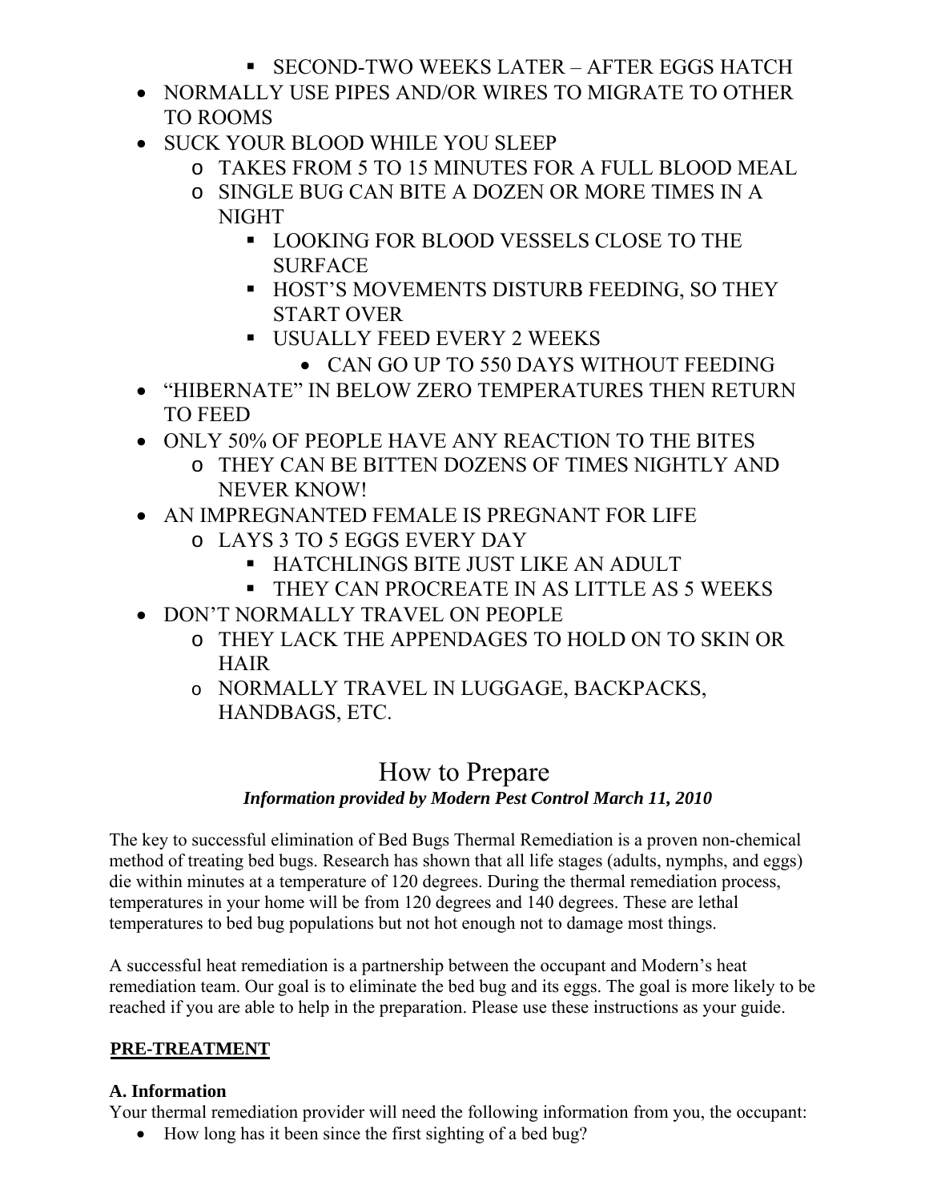- SECOND-TWO WEEKS LATER – AFTER EGGS HATCH
- NORMALLY USE PIPES AND/OR WIRES TO MIGRATE TO OTHER TO ROOMS
- SUCK YOUR BLOOD WHILE YOU SLEEP
    - TAKES FROM 5 TO 15 MINUTES FOR A FULL BLOOD MEAL
    - SINGLE BUG CAN BITE A DOZEN OR MORE TIMES IN A NIGHT
        - LOOKING FOR BLOOD VESSELS CLOSE TO THE SURFACE
        - HOST'S MOVEMENTS DISTURB FEEDING, SO THEY START OVER
        - USUALLY FEED EVERY 2 WEEKS
            - CAN GO UP TO 550 DAYS WITHOUT FEEDING
- "HIBERNATE" IN BELOW ZERO TEMPERATURES THEN RETURN TO FEED
- ONLY 50% OF PEOPLE HAVE ANY REACTION TO THE BITES
    - THEY CAN BE BITTEN DOZENS OF TIMES NIGHTLY AND NEVER KNOW!
- AN IMPREGNANTED FEMALE IS PREGNANT FOR LIFE
    - LAYS 3 TO 5 EGGS EVERY DAY
        - HATCHLINGS BITE JUST LIKE AN ADULT
        - THEY CAN PROCREATE IN AS LITTLE AS 5 WEEKS
- DON'T NORMALLY TRAVEL ON PEOPLE
    - THEY LACK THE APPENDAGES TO HOLD ON TO SKIN OR HAIR
    - NORMALLY TRAVEL IN LUGGAGE, BACKPACKS, HANDBAGS, ETC.

# How to Prepare

***Information provided by Modern Pest Control March 11, 2010***

The key to successful elimination of Bed Bugs Thermal Remediation is a proven non-chemical method of treating bed bugs. Research has shown that all life stages (adults, nymphs, and eggs) die within minutes at a temperature of 120 degrees. During the thermal remediation process, temperatures in your home will be from 120 degrees and 140 degrees. These are lethal temperatures to bed bug populations but not hot enough not to damage most things.

A successful heat remediation is a partnership between the occupant and Modern's heat remediation team. Our goal is to eliminate the bed bug and its eggs. The goal is more likely to be reached if you are able to help in the preparation. Please use these instructions as your guide.

## PRE-TREATMENT

### A. Information

Your thermal remediation provider will need the following information from you, the occupant:

- How long has it been since the first sighting of a bed bug?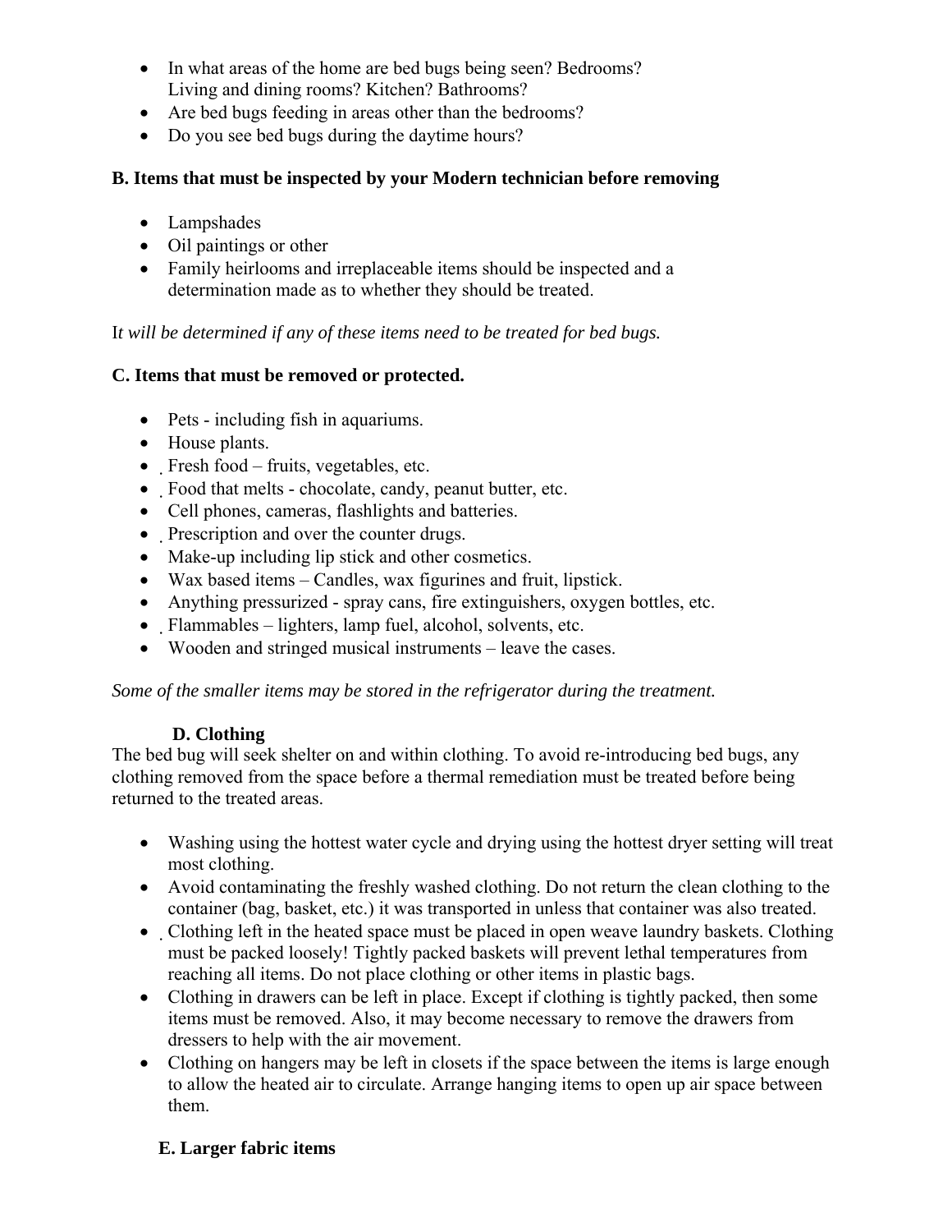- In what areas of the home are bed bugs being seen? Bedrooms? Living and dining rooms? Kitchen? Bathrooms?
- Are bed bugs feeding in areas other than the bedrooms?
- Do you see bed bugs during the daytime hours?

**B. Items that must be inspected by your Modern technician before removing**

- Lampshades
- Oil paintings or other
- Family heirlooms and irreplaceable items should be inspected and a determination made as to whether they should be treated.

I*t will be determined if any of these items need to be treated for bed bugs.*

**C. Items that must be removed or protected.**

- Pets - including fish in aquariums.
- House plants.
- Fresh food – fruits, vegetables, etc.
- Food that melts - chocolate, candy, peanut butter, etc.
- Cell phones, cameras, flashlights and batteries.
- Prescription and over the counter drugs.
- Make-up including lip stick and other cosmetics.
- Wax based items – Candles, wax figurines and fruit, lipstick.
- Anything pressurized - spray cans, fire extinguishers, oxygen bottles, etc.
- Flammables – lighters, lamp fuel, alcohol, solvents, etc.
- Wooden and stringed musical instruments – leave the cases.

*Some of the smaller items may be stored in the refrigerator during the treatment.*

**D. Clothing**

The bed bug will seek shelter on and within clothing. To avoid re-introducing bed bugs, any clothing removed from the space before a thermal remediation must be treated before being returned to the treated areas.

- Washing using the hottest water cycle and drying using the hottest dryer setting will treat most clothing.
- Avoid contaminating the freshly washed clothing. Do not return the clean clothing to the container (bag, basket, etc.) it was transported in unless that container was also treated.
- Clothing left in the heated space must be placed in open weave laundry baskets. Clothing must be packed loosely! Tightly packed baskets will prevent lethal temperatures from reaching all items. Do not place clothing or other items in plastic bags.
- Clothing in drawers can be left in place. Except if clothing is tightly packed, then some items must be removed. Also, it may become necessary to remove the drawers from dressers to help with the air movement.
- Clothing on hangers may be left in closets if the space between the items is large enough to allow the heated air to circulate. Arrange hanging items to open up air space between them.

**E. Larger fabric items**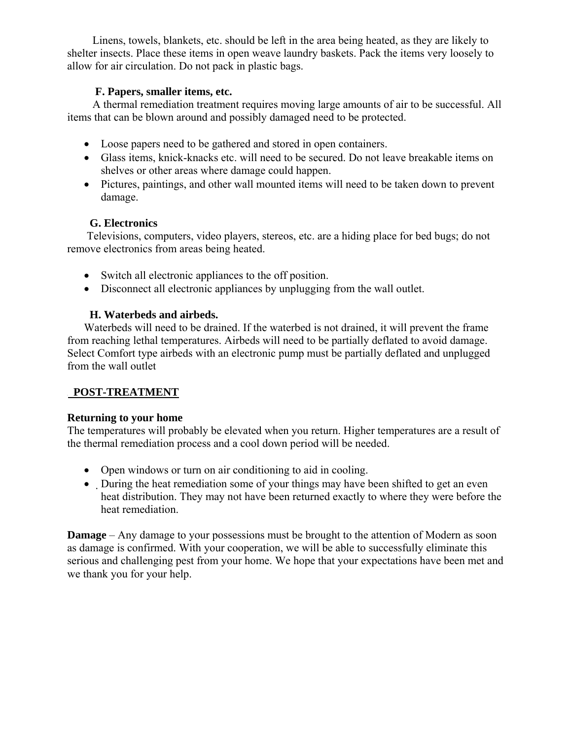Linens, towels, blankets, etc. should be left in the area being heated, as they are likely to shelter insects. Place these items in open weave laundry baskets. Pack the items very loosely to allow for air circulation. Do not pack in plastic bags.

### F. Papers, smaller items, etc.

A thermal remediation treatment requires moving large amounts of air to be successful. All items that can be blown around and possibly damaged need to be protected.

- Loose papers need to be gathered and stored in open containers.
- Glass items, knick-knacks etc. will need to be secured. Do not leave breakable items on shelves or other areas where damage could happen.
- Pictures, paintings, and other wall mounted items will need to be taken down to prevent damage.

### G. Electronics

Televisions, computers, video players, stereos, etc. are a hiding place for bed bugs; do not remove electronics from areas being heated.

- Switch all electronic appliances to the off position.
- Disconnect all electronic appliances by unplugging from the wall outlet.

### H. Waterbeds and airbeds.

Waterbeds will need to be drained. If the waterbed is not drained, it will prevent the frame from reaching lethal temperatures. Airbeds will need to be partially deflated to avoid damage. Select Comfort type airbeds with an electronic pump must be partially deflated and unplugged from the wall outlet

## POST-TREATMENT

**Returning to your home**

The temperatures will probably be elevated when you return. Higher temperatures are a result of the thermal remediation process and a cool down period will be needed.

- Open windows or turn on air conditioning to aid in cooling.
- During the heat remediation some of your things may have been shifted to get an even heat distribution. They may not have been returned exactly to where they were before the heat remediation.

**Damage** – Any damage to your possessions must be brought to the attention of Modern as soon as damage is confirmed. With your cooperation, we will be able to successfully eliminate this serious and challenging pest from your home. We hope that your expectations have been met and we thank you for your help.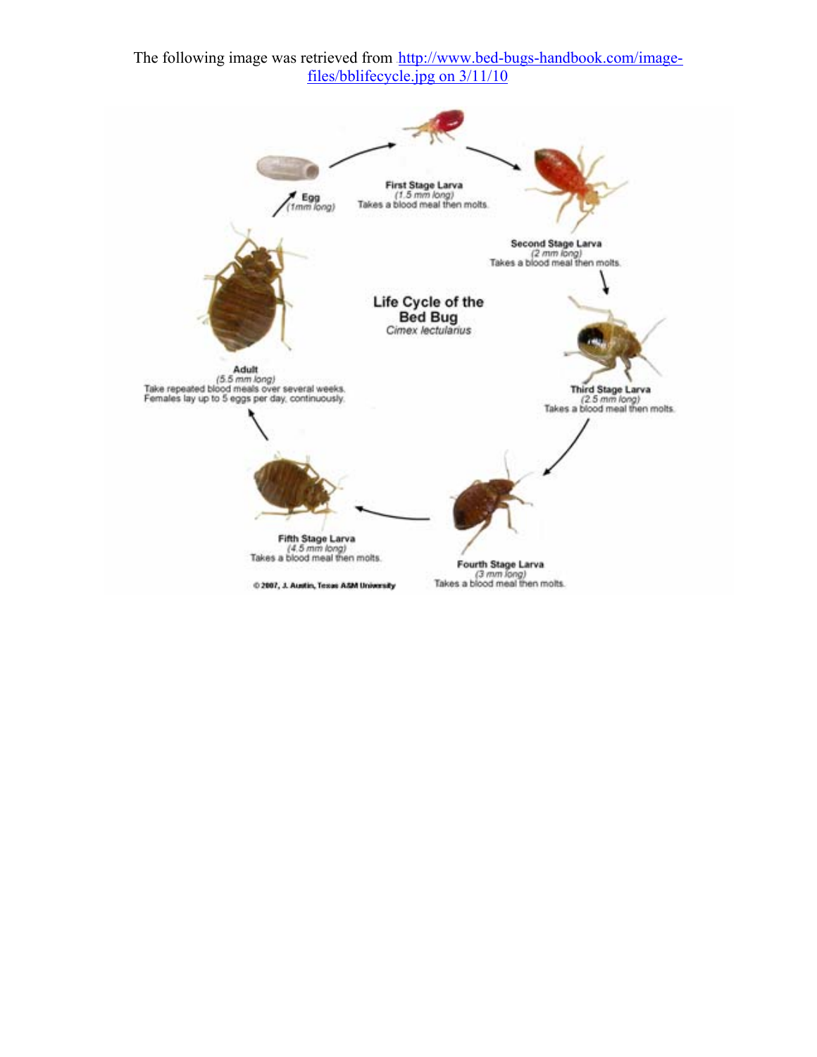The following image was retrieved from http://www.bed-bugs-handbook.com/image-files/bblifecycle.jpg on 3/11/10

Life Cycle of the Bed Bug
*Cimex lectularius*

Egg
(1mm long)

First Stage Larva
(1.5 mm long)
Takes a blood meal then molts.

Second Stage Larva
(2 mm long)
Takes a blood meal then molts.

Third Stage Larva
(2.5 mm long)
Takes a blood meal then molts.

Fourth Stage Larva
(3 mm long)
Takes a blood meal then molts.

Fifth Stage Larva
(4.5 mm long)
Takes a blood meal then molts.

Adult
(5.5 mm long)
Take repeated blood meals over several weeks.
Females lay up to 5 eggs per day, continuously.

© 2007, J. Austin, Texas A&M University